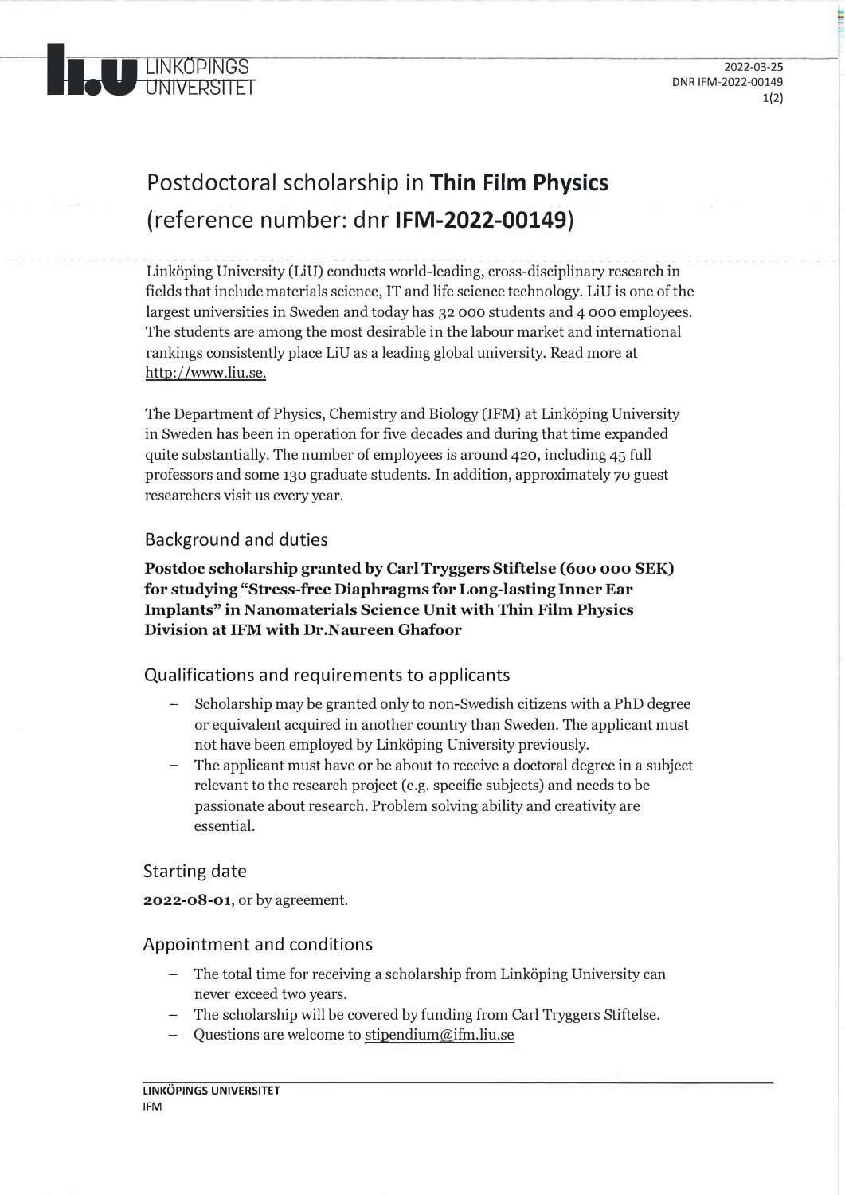# Postdoctoral scholarship in **Thin Film Physics** (reference number: dnr **IFM-2022-00149**)

Linköping University (LiU) conducts world-leading, cross-disciplinary research in fields that include materials science, IT and life science technology. LiU is one of the largest universities in Sweden and today has 32 000 students and 4 000 employees. The students are among the most desirable in the labour market and international rankings consistently place LiU as a leading global university. Read more at http://www.liu.se.

The Department of Physics, Chemistry and Biology (IFM) at Linköping University in Sweden has been in operation for five decades and during that time expanded quite substantially. The number of employees is around 420, including 45 full professors and some 130 graduate students. In addition, approximately 70 guest researchers visit us every year.

## Background and duties

**Postdoc scholarship granted by Carl Tryggers Stiftelse (600 000 SEK) for studying "Stress-free Diaphragms for Long-lasting Inner Ear Implants" in Nanomaterials Science Unit with Thin Film Physics Division at IFM with Dr.Naureen Ghafoor**

## Qualifications and requirements to applicants

- Scholarship may be granted only to non-Swedish citizens with a PhD degree or equivalent acquired in another country than Sweden. The applicant must not have been employed by Linköping University previously.
- The applicant must have or be about to receive a doctoral degree in a subject relevant to the research project (e.g. specific subjects) and needs to be passionate about research. Problem solving ability and creativity are essential.

## Starting date

**2022-08-01**, or by agreement.

## Appointment and conditions

- The total time for receiving a scholarship from Linköping University can never exceed two years.
- The scholarship will be covered by funding from Carl Tryggers Stiftelse.
- Questions are welcome to stipendium@ifm.liu.se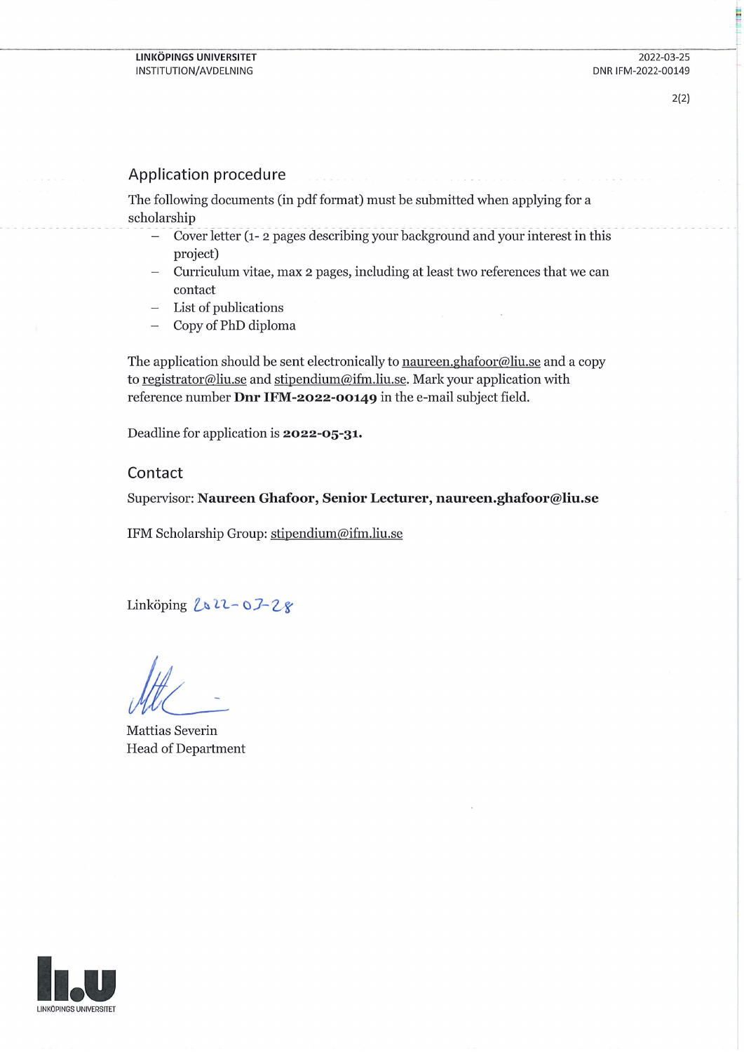## Application procedure

The following documents (in pdf format) must be submitted when applying for a scholarship

- Cover letter (1- 2 pages describing your background and your interest in this project)
- Curriculum vitae, max 2 pages, including at least two references that we can contact
- List of publications
- Copy of PhD diploma

The application should be sent electronically to naureen.ghafoor@liu.se and a copy to registrator@liu.se and stipendium@ifm.liu.se. Mark your application with reference number **Dnr IFM-2022-00149** in the e-mail subject field.

Deadline for application is **2022-05-31.**

## Contact

Supervisor: **Naureen Ghafoor, Senior Lecturer, naureen.ghafoor@liu.se**

IFM Scholarship Group: stipendium@ifm.liu.se

Linköping 2022-03-28

Mattias Severin
Head of Department